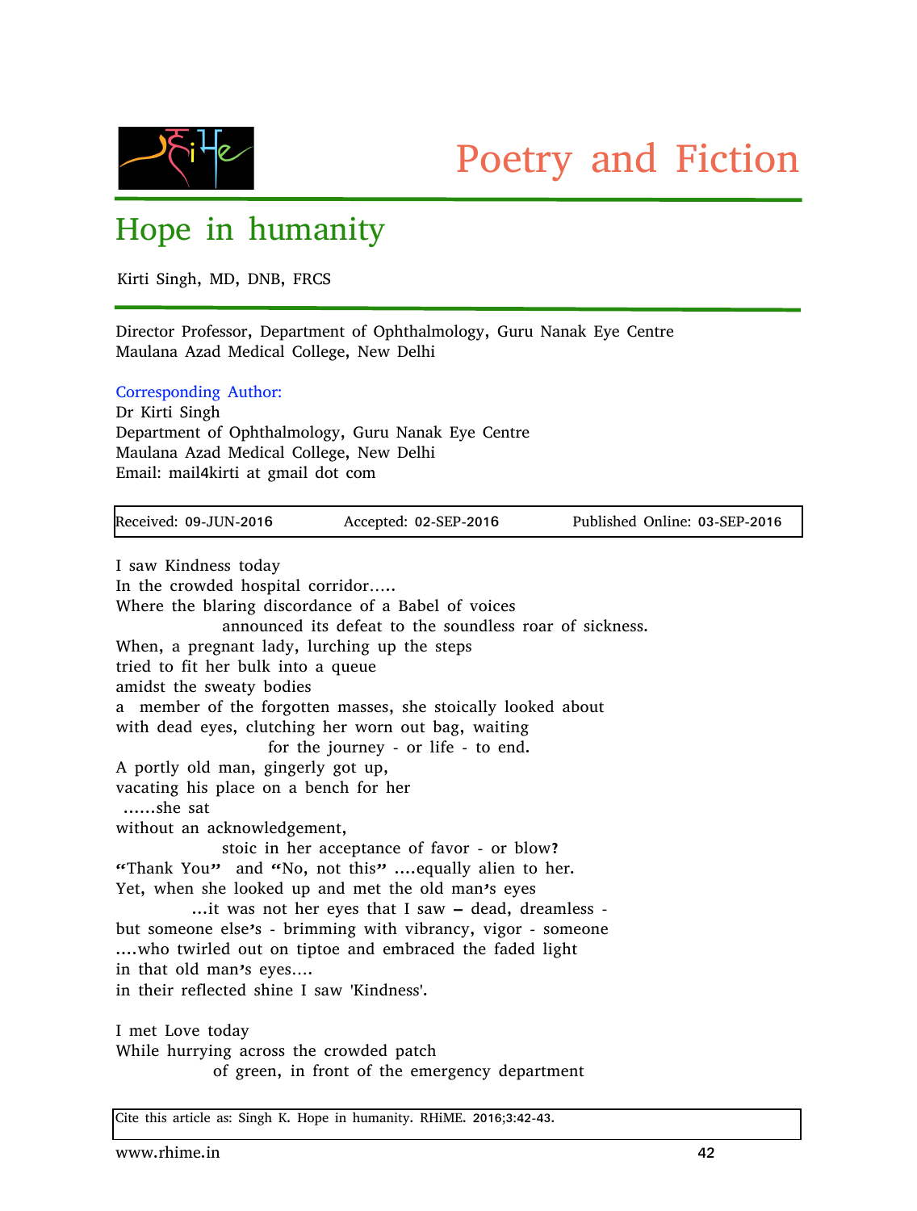Poetry and Fiction

# Hope in humanity

Kirti Singh, MD, DNB, FRCS

Director Professor, Department of Ophthalmology, Guru Nanak Eye Centre
Maulana Azad Medical College, New Delhi

Corresponding Author:
Dr Kirti Singh
Department of Ophthalmology, Guru Nanak Eye Centre
Maulana Azad Medical College, New Delhi
Email: mail4kirti at gmail dot com

Received: 09-JUN-2016 Accepted: 02-SEP-2016 Published Online: 03-SEP-2016

I saw Kindness today
In the crowded hospital corridor…..
Where the blaring discordance of a Babel of voices
announced its defeat to the soundless roar of sickness.
When, a pregnant lady, lurching up the steps
tried to fit her bulk into a queue
amidst the sweaty bodies
a member of the forgotten masses, she stoically looked about
with dead eyes, clutching her worn out bag, waiting
for the journey - or life - to end.
A portly old man, gingerly got up,
vacating his place on a bench for her
……she sat
without an acknowledgement,
stoic in her acceptance of favor - or blow?
"Thank You" and "No, not this" ….equally alien to her.
Yet, when she looked up and met the old man's eyes
…it was not her eyes that I saw – dead, dreamless -
but someone else's - brimming with vibrancy, vigor - someone
….who twirled out on tiptoe and embraced the faded light
in that old man's eyes….
in their reflected shine I saw 'Kindness'.

I met Love today
While hurrying across the crowded patch
of green, in front of the emergency department

Cite this article as: Singh K. Hope in humanity. RHiME. 2016;3:42-43.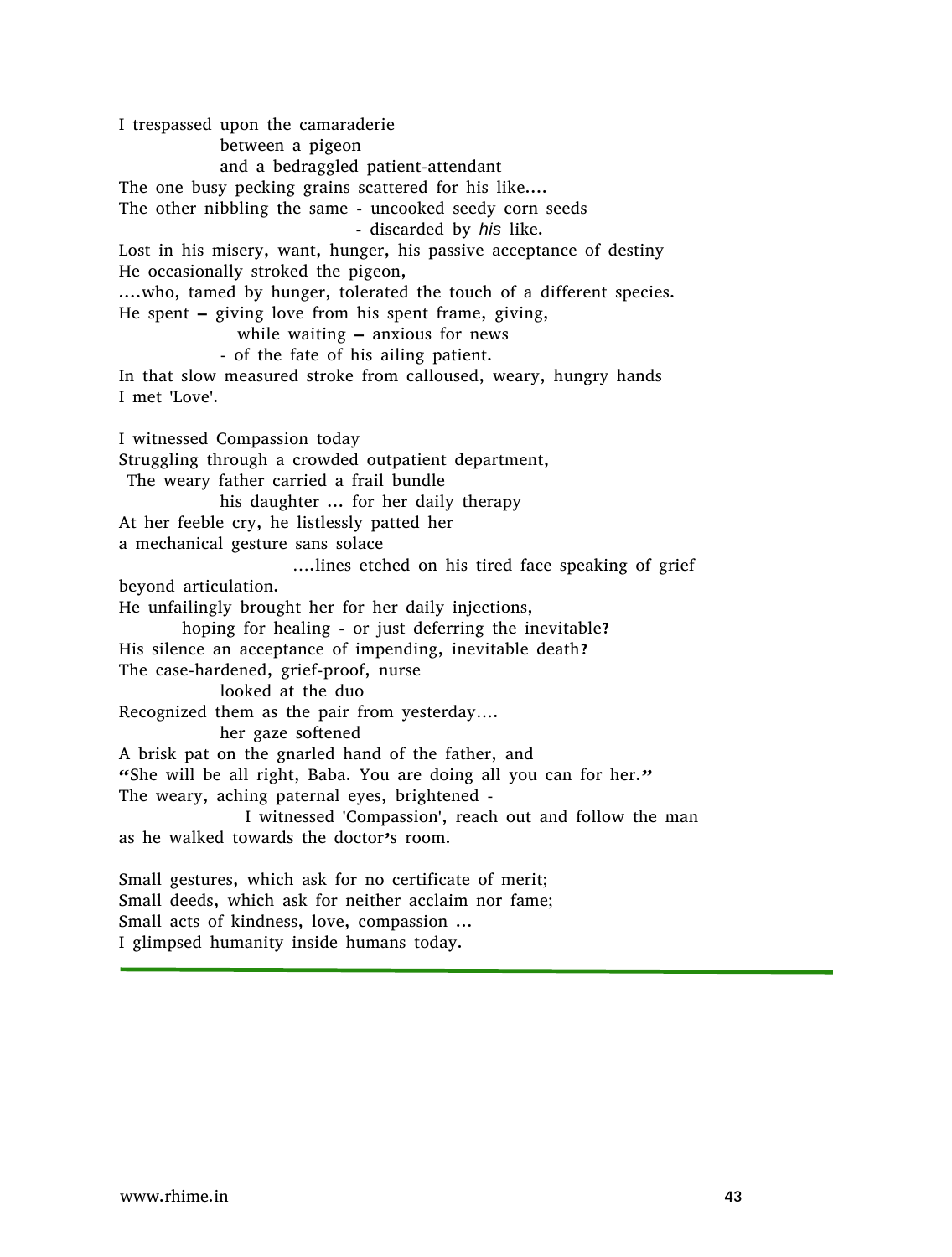I trespassed upon the camaraderie  
between a pigeon  
and a bedraggled patient-attendant  
The one busy pecking grains scattered for his like....  
The other nibbling the same - uncooked seedy corn seeds  
- discarded by *his* like.  
Lost in his misery, want, hunger, his passive acceptance of destiny  
He occasionally stroked the pigeon,  
....who, tamed by hunger, tolerated the touch of a different species.  
He spent – giving love from his spent frame, giving,  
while waiting – anxious for news  
- of the fate of his ailing patient.  
In that slow measured stroke from calloused, weary, hungry hands  
I met 'Love'.

I witnessed Compassion today  
Struggling through a crowded outpatient department,  
The weary father carried a frail bundle  
his daughter ... for her daily therapy  
At her feeble cry, he listlessly patted her  
a mechanical gesture sans solace  
....lines etched on his tired face speaking of grief  
beyond articulation.  
He unfailingly brought her for her daily injections,  
hoping for healing - or just deferring the inevitable**?**  
His silence an acceptance of impending, inevitable death**?**  
The case-hardened, grief-proof, nurse  
looked at the duo  
Recognized them as the pair from yesterday....  
her gaze softened  
A brisk pat on the gnarled hand of the father, and  
"She will be all right, Baba. You are doing all you can for her."  
The weary, aching paternal eyes, brightened -  
I witnessed 'Compassion', reach out and follow the man  
as he walked towards the doctor's room.

Small gestures, which ask for no certificate of merit;  
Small deeds, which ask for neither acclaim nor fame;  
Small acts of kindness, love, compassion ...  
I glimpsed humanity inside humans today.

---